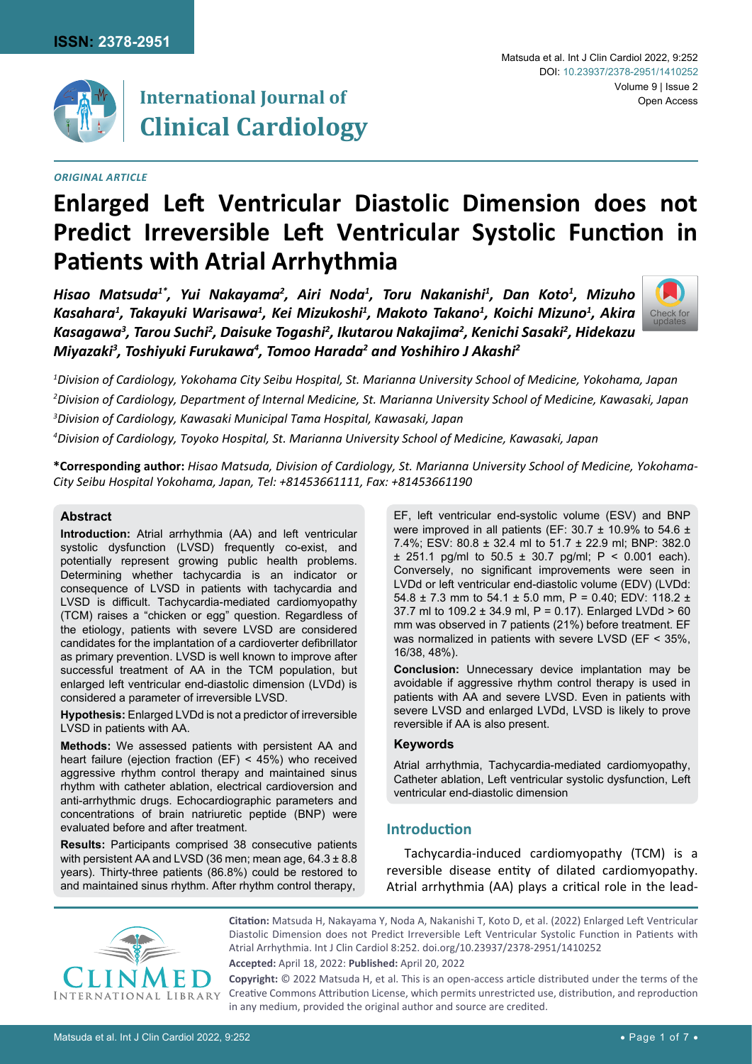ISSN: 2378-2951

# International Journal of Clinical Cardiology

*ORIGINAL ARTICLE*

# Enlarged Left Ventricular Diastolic Dimension does not Predict Irreversible Left Ventricular Systolic Function in Patients with Atrial Arrhythmia

***Hisao Matsuda[1*], Yui Nakayama[2], Airi Noda[1], Toru Nakanishi[1], Dan Koto[1], Mizuho Kasahara[1], Takayuki Warisawa[1], Kei Mizukoshi[1], Makoto Takano[1], Koichi Mizuno[1], Akira Kasagawa[3], Tarou Suchi[2], Daisuke Togashi[2], Ikutarou Nakajima[2], Kenichi Sasaki[2], Hidekazu Miyazaki[3], Toshiyuki Furukawa[4], Tomoo Harada[2] and Yoshihiro J Akashi[2]***

*[1]Division of Cardiology, Yokohama City Seibu Hospital, St. Marianna University School of Medicine, Yokohama, Japan*

*[2]Division of Cardiology, Department of Internal Medicine, St. Marianna University School of Medicine, Kawasaki, Japan*

*[3]Division of Cardiology, Kawasaki Municipal Tama Hospital, Kawasaki, Japan*

*[4]Division of Cardiology, Toyoko Hospital, St. Marianna University School of Medicine, Kawasaki, Japan*

**\*Corresponding author:** *Hisao Matsuda, Division of Cardiology, St. Marianna University School of Medicine, Yokohama-City Seibu Hospital Yokohama, Japan, Tel: +81453661111, Fax: +81453661190*

## Abstract

**Introduction:** Atrial arrhythmia (AA) and left ventricular systolic dysfunction (LVSD) frequently co-exist, and potentially represent growing public health problems. Determining whether tachycardia is an indicator or consequence of LVSD in patients with tachycardia and LVSD is difficult. Tachycardia-mediated cardiomyopathy (TCM) raises a "chicken or egg" question. Regardless of the etiology, patients with severe LVSD are considered candidates for the implantation of a cardioverter defibrillator as primary prevention. LVSD is well known to improve after successful treatment of AA in the TCM population, but enlarged left ventricular end-diastolic dimension (LVDd) is considered a parameter of irreversible LVSD.

**Hypothesis:** Enlarged LVDd is not a predictor of irreversible LVSD in patients with AA.

**Methods:** We assessed patients with persistent AA and heart failure (ejection fraction (EF) < 45%) who received aggressive rhythm control therapy and maintained sinus rhythm with catheter ablation, electrical cardioversion and anti-arrhythmic drugs. Echocardiographic parameters and concentrations of brain natriuretic peptide (BNP) were evaluated before and after treatment.

**Results:** Participants comprised 38 consecutive patients with persistent AA and LVSD (36 men; mean age, 64.3 ± 8.8 years). Thirty-three patients (86.8%) could be restored to and maintained sinus rhythm. After rhythm control therapy, EF, left ventricular end-systolic volume (ESV) and BNP were improved in all patients (EF: 30.7 ± 10.9% to 54.6 ± 7.4%; ESV: 80.8 ± 32.4 ml to 51.7 ± 22.9 ml; BNP: 382.0 ± 251.1 pg/ml to 50.5 ± 30.7 pg/ml; P < 0.001 each). Conversely, no significant improvements were seen in LVDd or left ventricular end-diastolic volume (EDV) (LVDd: 54.8 ± 7.3 mm to 54.1 ± 5.0 mm, P = 0.40; EDV: 118.2 ± 37.7 ml to 109.2 ± 34.9 ml, P = 0.17). Enlarged LVDd > 60 mm was observed in 7 patients (21%) before treatment. EF was normalized in patients with severe LVSD (EF < 35%, 16/38, 48%).

**Conclusion:** Unnecessary device implantation may be avoidable if aggressive rhythm control therapy is used in patients with AA and severe LVSD. Even in patients with severe LVSD and enlarged LVDd, LVSD is likely to prove reversible if AA is also present.

### Keywords

Atrial arrhythmia, Tachycardia-mediated cardiomyopathy, Catheter ablation, Left ventricular systolic dysfunction, Left ventricular end-diastolic dimension

## Introduction

Tachycardia-induced cardiomyopathy (TCM) is a reversible disease entity of dilated cardiomyopathy. Atrial arrhythmia (AA) plays a critical role in the lead-

**Citation:** Matsuda H, Nakayama Y, Noda A, Nakanishi T, Koto D, et al. (2022) Enlarged Left Ventricular Diastolic Dimension does not Predict Irreversible Left Ventricular Systolic Function in Patients with Atrial Arrhythmia. Int J Clin Cardiol 8:252. doi.org/10.23937/2378-2951/1410252

**Accepted:** April 18, 2022: **Published:** April 20, 2022

**Copyright:** © 2022 Matsuda H, et al. This is an open-access article distributed under the terms of the Creative Commons Attribution License, which permits unrestricted use, distribution, and reproduction in any medium, provided the original author and source are credited.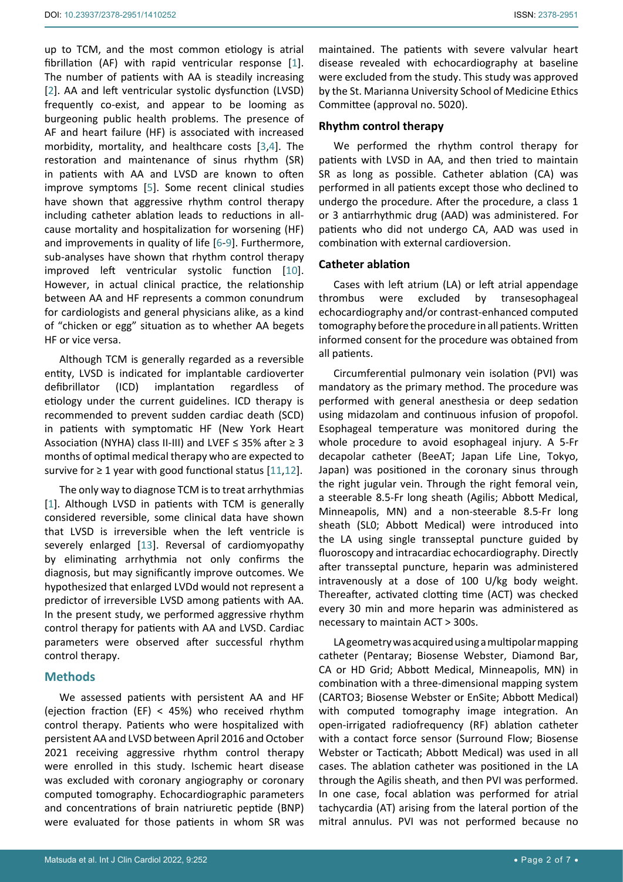up to TCM, and the most common etiology is atrial fibrillation (AF) with rapid ventricular response [1]. The number of patients with AA is steadily increasing [2]. AA and left ventricular systolic dysfunction (LVSD) frequently co-exist, and appear to be looming as burgeoning public health problems. The presence of AF and heart failure (HF) is associated with increased morbidity, mortality, and healthcare costs [3,4]. The restoration and maintenance of sinus rhythm (SR) in patients with AA and LVSD are known to often improve symptoms [5]. Some recent clinical studies have shown that aggressive rhythm control therapy including catheter ablation leads to reductions in all-cause mortality and hospitalization for worsening (HF) and improvements in quality of life [6-9]. Furthermore, sub-analyses have shown that rhythm control therapy improved left ventricular systolic function [10]. However, in actual clinical practice, the relationship between AA and HF represents a common conundrum for cardiologists and general physicians alike, as a kind of "chicken or egg" situation as to whether AA begets HF or vice versa.

Although TCM is generally regarded as a reversible entity, LVSD is indicated for implantable cardioverter defibrillator (ICD) implantation regardless of etiology under the current guidelines. ICD therapy is recommended to prevent sudden cardiac death (SCD) in patients with symptomatic HF (New York Heart Association (NYHA) class II-III) and LVEF ≤ 35% after ≥ 3 months of optimal medical therapy who are expected to survive for ≥ 1 year with good functional status [11,12].

The only way to diagnose TCM is to treat arrhythmias [1]. Although LVSD in patients with TCM is generally considered reversible, some clinical data have shown that LVSD is irreversible when the left ventricle is severely enlarged [13]. Reversal of cardiomyopathy by eliminating arrhythmia not only confirms the diagnosis, but may significantly improve outcomes. We hypothesized that enlarged LVDd would not represent a predictor of irreversible LVSD among patients with AA. In the present study, we performed aggressive rhythm control therapy for patients with AA and LVSD. Cardiac parameters were observed after successful rhythm control therapy.

## Methods

We assessed patients with persistent AA and HF (ejection fraction (EF) < 45%) who received rhythm control therapy. Patients who were hospitalized with persistent AA and LVSD between April 2016 and October 2021 receiving aggressive rhythm control therapy were enrolled in this study. Ischemic heart disease was excluded with coronary angiography or coronary computed tomography. Echocardiographic parameters and concentrations of brain natriuretic peptide (BNP) were evaluated for those patients in whom SR was maintained. The patients with severe valvular heart disease revealed with echocardiography at baseline were excluded from the study. This study was approved by the St. Marianna University School of Medicine Ethics Committee (approval no. 5020).

### Rhythm control therapy

We performed the rhythm control therapy for patients with LVSD in AA, and then tried to maintain SR as long as possible. Catheter ablation (CA) was performed in all patients except those who declined to undergo the procedure. After the procedure, a class 1 or 3 antiarrhythmic drug (AAD) was administered. For patients who did not undergo CA, AAD was used in combination with external cardioversion.

### Catheter ablation

Cases with left atrium (LA) or left atrial appendage thrombus were excluded by transesophageal echocardiography and/or contrast-enhanced computed tomography before the procedure in all patients. Written informed consent for the procedure was obtained from all patients.

Circumferential pulmonary vein isolation (PVI) was mandatory as the primary method. The procedure was performed with general anesthesia or deep sedation using midazolam and continuous infusion of propofol. Esophageal temperature was monitored during the whole procedure to avoid esophageal injury. A 5-Fr decapolar catheter (BeeAT; Japan Life Line, Tokyo, Japan) was positioned in the coronary sinus through the right jugular vein. Through the right femoral vein, a steerable 8.5-Fr long sheath (Agilis; Abbott Medical, Minneapolis, MN) and a non-steerable 8.5-Fr long sheath (SL0; Abbott Medical) were introduced into the LA using single transseptal puncture guided by fluoroscopy and intracardiac echocardiography. Directly after transseptal puncture, heparin was administered intravenously at a dose of 100 U/kg body weight. Thereafter, activated clotting time (ACT) was checked every 30 min and more heparin was administered as necessary to maintain ACT > 300s.

LA geometry was acquired using a multipolar mapping catheter (Pentaray; Biosense Webster, Diamond Bar, CA or HD Grid; Abbott Medical, Minneapolis, MN) in combination with a three-dimensional mapping system (CARTO3; Biosense Webster or EnSite; Abbott Medical) with computed tomography image integration. An open-irrigated radiofrequency (RF) ablation catheter with a contact force sensor (Surround Flow; Biosense Webster or Tacticath; Abbott Medical) was used in all cases. The ablation catheter was positioned in the LA through the Agilis sheath, and then PVI was performed. In one case, focal ablation was performed for atrial tachycardia (AT) arising from the lateral portion of the mitral annulus. PVI was not performed because no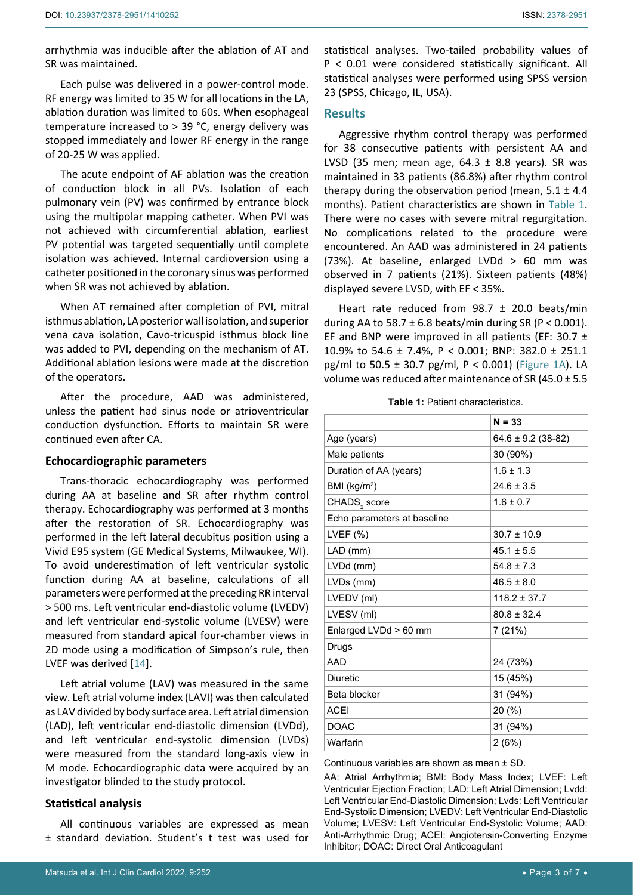arrhythmia was inducible after the ablation of AT and SR was maintained.

Each pulse was delivered in a power-control mode. RF energy was limited to 35 W for all locations in the LA, ablation duration was limited to 60s. When esophageal temperature increased to > 39 °C, energy delivery was stopped immediately and lower RF energy in the range of 20-25 W was applied.

The acute endpoint of AF ablation was the creation of conduction block in all PVs. Isolation of each pulmonary vein (PV) was confirmed by entrance block using the multipolar mapping catheter. When PVI was not achieved with circumferential ablation, earliest PV potential was targeted sequentially until complete isolation was achieved. Internal cardioversion using a catheter positioned in the coronary sinus was performed when SR was not achieved by ablation.

When AT remained after completion of PVI, mitral isthmus ablation, LA posterior wall isolation, and superior vena cava isolation, Cavo-tricuspid isthmus block line was added to PVI, depending on the mechanism of AT. Additional ablation lesions were made at the discretion of the operators.

After the procedure, AAD was administered, unless the patient had sinus node or atrioventricular conduction dysfunction. Efforts to maintain SR were continued even after CA.

### Echocardiographic parameters

Trans-thoracic echocardiography was performed during AA at baseline and SR after rhythm control therapy. Echocardiography was performed at 3 months after the restoration of SR. Echocardiography was performed in the left lateral decubitus position using a Vivid E95 system (GE Medical Systems, Milwaukee, WI). To avoid underestimation of left ventricular systolic function during AA at baseline, calculations of all parameters were performed at the preceding RR interval > 500 ms. Left ventricular end-diastolic volume (LVEDV) and left ventricular end-systolic volume (LVESV) were measured from standard apical four-chamber views in 2D mode using a modification of Simpson's rule, then LVEF was derived [14].

Left atrial volume (LAV) was measured in the same view. Left atrial volume index (LAVI) was then calculated as LAV divided by body surface area. Left atrial dimension (LAD), left ventricular end-diastolic dimension (LVDd), and left ventricular end-systolic dimension (LVDs) were measured from the standard long-axis view in M mode. Echocardiographic data were acquired by an investigator blinded to the study protocol.

### Statistical analysis

All continuous variables are expressed as mean ± standard deviation. Student's t test was used for statistical analyses. Two-tailed probability values of $P < 0.01$ were considered statistically significant. All statistical analyses were performed using SPSS version 23 (SPSS, Chicago, IL, USA).

## Results

Aggressive rhythm control therapy was performed for 38 consecutive patients with persistent AA and LVSD (35 men; mean age, 64.3 ± 8.8 years). SR was maintained in 33 patients (86.8%) after rhythm control therapy during the observation period (mean, 5.1 ± 4.4 months). Patient characteristics are shown in Table 1. There were no cases with severe mitral regurgitation. No complications related to the procedure were encountered. An AAD was administered in 24 patients (73%). At baseline, enlarged LVDd > 60 mm was observed in 7 patients (21%). Sixteen patients (48%) displayed severe LVSD, with EF < 35%.

Heart rate reduced from 98.7 ± 20.0 beats/min during AA to 58.7 ± 6.8 beats/min during SR ($P < 0.001$). EF and BNP were improved in all patients (EF: 30.7 ± 10.9% to 54.6 ± 7.4%, $P < 0.001$; BNP: 382.0 ± 251.1 pg/ml to 50.5 ± 30.7 pg/ml, $P < 0.001$) (Figure 1A). LA volume was reduced after maintenance of SR (45.0 ± 5.5

**Table 1:** Patient characteristics.

| | N = 33 |
|---|---|
| Age (years) | 64.6 ± 9.2 (38-82) |
| Male patients | 30 (90%) |
| Duration of AA (years) | 1.6 ± 1.3 |
| BMI (kg/m$^2$) | 24.6 ± 3.5 |
| CHADS$_2$ score | 1.6 ± 0.7 |
| Echo parameters at baseline | |
| LVEF (%) | 30.7 ± 10.9 |
| LAD (mm) | 45.1 ± 5.5 |
| LVDd (mm) | 54.8 ± 7.3 |
| LVDs (mm) | 46.5 ± 8.0 |
| LVEDV (ml) | 118.2 ± 37.7 |
| LVESV (ml) | 80.8 ± 32.4 |
| Enlarged LVDd > 60 mm | 7 (21%) |
| Drugs | |
| AAD | 24 (73%) |
| Diuretic | 15 (45%) |
| Beta blocker | 31 (94%) |
| ACEI | 20 (%) |
| DOAC | 31 (94%) |
| Warfarin | 2 (6%) |

Continuous variables are shown as mean ± SD.

AA: Atrial Arrhythmia; BMI: Body Mass Index; LVEF: Left Ventricular Ejection Fraction; LAD: Left Atrial Dimension; Lvdd: Left Ventricular End-Diastolic Dimension; Lvds: Left Ventricular End-Systolic Dimension; LVEDV: Left Ventricular End-Diastolic Volume; LVESV: Left Ventricular End-Systolic Volume; AAD: Anti-Arrhythmic Drug; ACEI: Angiotensin-Converting Enzyme Inhibitor; DOAC: Direct Oral Anticoagulant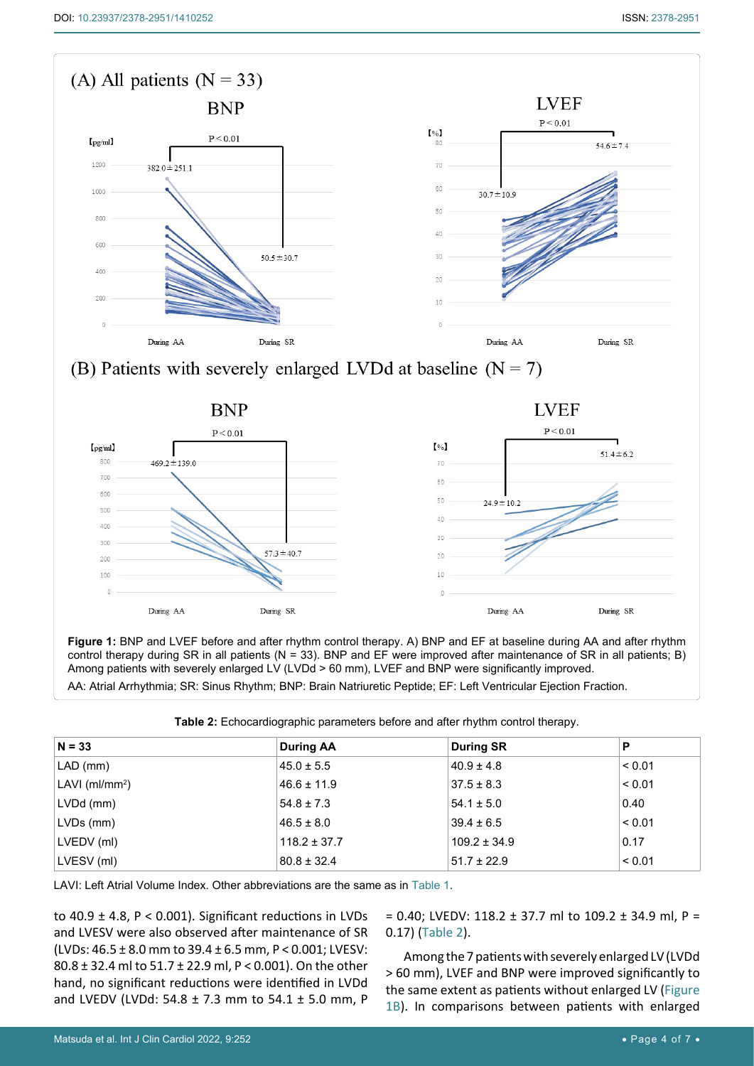**Figure 1:** BNP and LVEF before and after rhythm control therapy. A) BNP and EF at baseline during AA and after rhythm control therapy during SR in all patients (N = 33). BNP and EF were improved after maintenance of SR in all patients; B) Among patients with severely enlarged LV (LVDd > 60 mm), LVEF and BNP were significantly improved.

AA: Atrial Arrhythmia; SR: Sinus Rhythm; BNP: Brain Natriuretic Peptide; EF: Left Ventricular Ejection Fraction.

**Table 2:** Echocardiographic parameters before and after rhythm control therapy.

| N = 33 | During AA | During SR | P |
|---|---|---|---|
| LAD (mm) | 45.0 ± 5.5 | 40.9 ± 4.8 | < 0.01 |
| LAVI (ml/mm$^2$) | 46.6 ± 11.9 | 37.5 ± 8.3 | < 0.01 |
| LVDd (mm) | 54.8 ± 7.3 | 54.1 ± 5.0 | 0.40 |
| LVDs (mm) | 46.5 ± 8.0 | 39.4 ± 6.5 | < 0.01 |
| LVEDV (ml) | 118.2 ± 37.7 | 109.2 ± 34.9 | 0.17 |
| LVESV (ml) | 80.8 ± 32.4 | 51.7 ± 22.9 | < 0.01 |

LAVI: Left Atrial Volume Index. Other abbreviations are the same as in Table 1.

to 40.9 ± 4.8, P < 0.001). Significant reductions in LVDs and LVESV were also observed after maintenance of SR (LVDs: 46.5 ± 8.0 mm to 39.4 ± 6.5 mm, P < 0.001; LVESV: 80.8 ± 32.4 ml to 51.7 ± 22.9 ml, P < 0.001). On the other hand, no significant reductions were identified in LVDd and LVEDV (LVDd: 54.8 ± 7.3 mm to 54.1 ± 5.0 mm, P = 0.40; LVEDV: 118.2 ± 37.7 ml to 109.2 ± 34.9 ml, P = 0.17) (Table 2).

Among the 7 patients with severely enlarged LV (LVDd > 60 mm), LVEF and BNP were improved significantly to the same extent as patients without enlarged LV (Figure 1B). In comparisons between patients with enlarged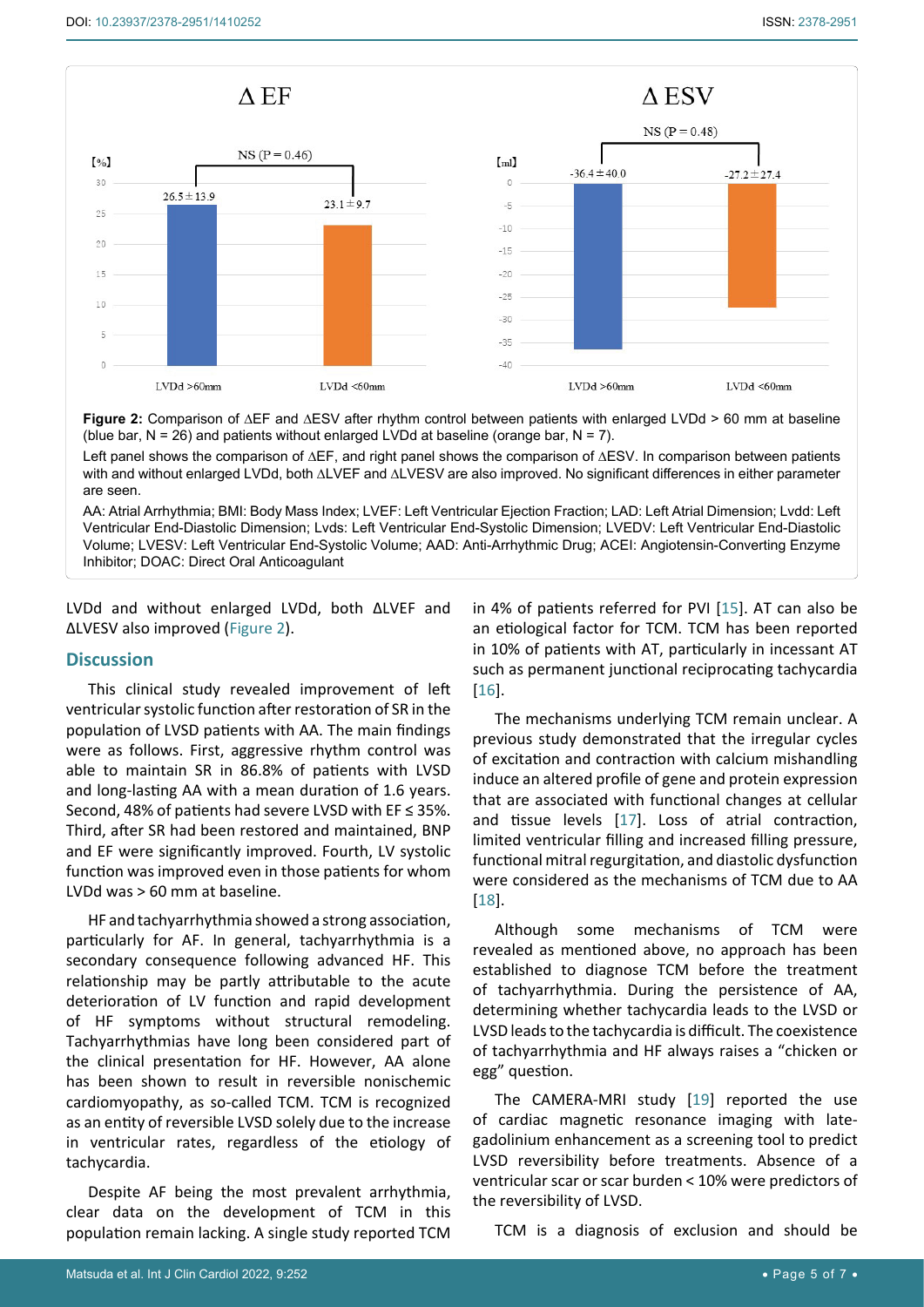**Figure 2:** Comparison of ΔEF and ΔESV after rhythm control between patients with enlarged LVDd > 60 mm at baseline (blue bar, N = 26) and patients without enlarged LVDd at baseline (orange bar, N = 7).

Left panel shows the comparison of ΔEF, and right panel shows the comparison of ΔESV. In comparison between patients with and without enlarged LVDd, both ΔLVEF and ΔLVESV are also improved. No significant differences in either parameter are seen.

AA: Atrial Arrhythmia; BMI: Body Mass Index; LVEF: Left Ventricular Ejection Fraction; LAD: Left Atrial Dimension; Lvdd: Left Ventricular End-Diastolic Dimension; Lvds: Left Ventricular End-Systolic Dimension; LVEDV: Left Ventricular End-Diastolic Volume; LVESV: Left Ventricular End-Systolic Volume; AAD: Anti-Arrhythmic Drug; ACEI: Angiotensin-Converting Enzyme Inhibitor; DOAC: Direct Oral Anticoagulant

LVDd and without enlarged LVDd, both ΔLVEF and ΔLVESV also improved (Figure 2).

## Discussion

This clinical study revealed improvement of left ventricular systolic function after restoration of SR in the population of LVSD patients with AA. The main findings were as follows. First, aggressive rhythm control was able to maintain SR in 86.8% of patients with LVSD and long-lasting AA with a mean duration of 1.6 years. Second, 48% of patients had severe LVSD with EF ≤ 35%. Third, after SR had been restored and maintained, BNP and EF were significantly improved. Fourth, LV systolic function was improved even in those patients for whom LVDd was > 60 mm at baseline.

HF and tachyarrhythmia showed a strong association, particularly for AF. In general, tachyarrhythmia is a secondary consequence following advanced HF. This relationship may be partly attributable to the acute deterioration of LV function and rapid development of HF symptoms without structural remodeling. Tachyarrhythmias have long been considered part of the clinical presentation for HF. However, AA alone has been shown to result in reversible nonischemic cardiomyopathy, as so-called TCM. TCM is recognized as an entity of reversible LVSD solely due to the increase in ventricular rates, regardless of the etiology of tachycardia.

Despite AF being the most prevalent arrhythmia, clear data on the development of TCM in this population remain lacking. A single study reported TCM in 4% of patients referred for PVI [15]. AT can also be an etiological factor for TCM. TCM has been reported in 10% of patients with AT, particularly in incessant AT such as permanent junctional reciprocating tachycardia [16].

The mechanisms underlying TCM remain unclear. A previous study demonstrated that the irregular cycles of excitation and contraction with calcium mishandling induce an altered profile of gene and protein expression that are associated with functional changes at cellular and tissue levels [17]. Loss of atrial contraction, limited ventricular filling and increased filling pressure, functional mitral regurgitation, and diastolic dysfunction were considered as the mechanisms of TCM due to AA [18].

Although some mechanisms of TCM were revealed as mentioned above, no approach has been established to diagnose TCM before the treatment of tachyarrhythmia. During the persistence of AA, determining whether tachycardia leads to the LVSD or LVSD leads to the tachycardia is difficult. The coexistence of tachyarrhythmia and HF always raises a "chicken or egg" question.

The CAMERA-MRI study [19] reported the use of cardiac magnetic resonance imaging with late-gadolinium enhancement as a screening tool to predict LVSD reversibility before treatments. Absence of a ventricular scar or scar burden < 10% were predictors of the reversibility of LVSD.

TCM is a diagnosis of exclusion and should be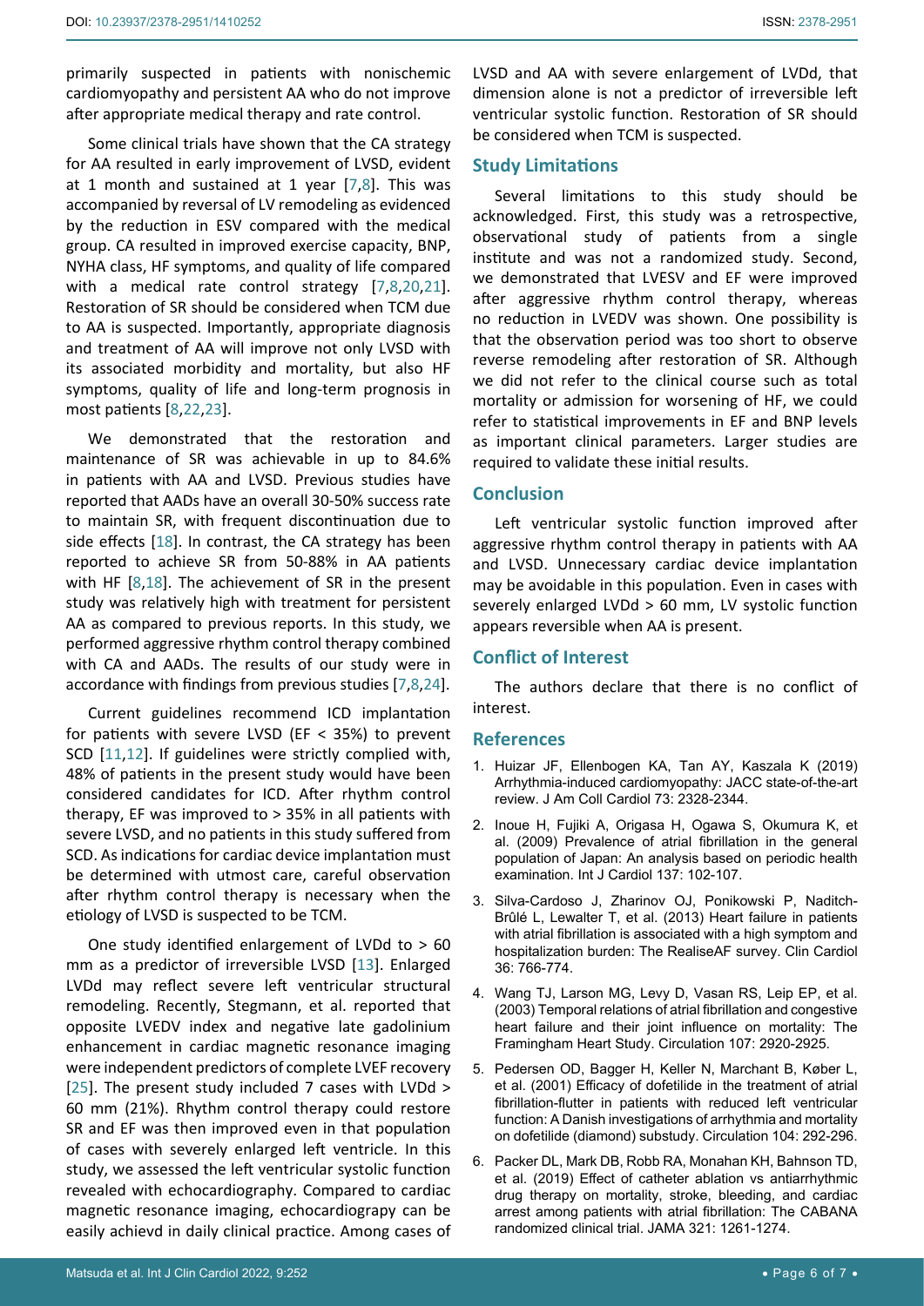primarily suspected in patients with nonischemic cardiomyopathy and persistent AA who do not improve after appropriate medical therapy and rate control.

Some clinical trials have shown that the CA strategy for AA resulted in early improvement of LVSD, evident at 1 month and sustained at 1 year [7,8]. This was accompanied by reversal of LV remodeling as evidenced by the reduction in ESV compared with the medical group. CA resulted in improved exercise capacity, BNP, NYHA class, HF symptoms, and quality of life compared with a medical rate control strategy [7,8,20,21]. Restoration of SR should be considered when TCM due to AA is suspected. Importantly, appropriate diagnosis and treatment of AA will improve not only LVSD with its associated morbidity and mortality, but also HF symptoms, quality of life and long-term prognosis in most patients [8,22,23].

We demonstrated that the restoration and maintenance of SR was achievable in up to 84.6% in patients with AA and LVSD. Previous studies have reported that AADs have an overall 30-50% success rate to maintain SR, with frequent discontinuation due to side effects [18]. In contrast, the CA strategy has been reported to achieve SR from 50-88% in AA patients with HF [8,18]. The achievement of SR in the present study was relatively high with treatment for persistent AA as compared to previous reports. In this study, we performed aggressive rhythm control therapy combined with CA and AADs. The results of our study were in accordance with findings from previous studies [7,8,24].

Current guidelines recommend ICD implantation for patients with severe LVSD (EF < 35%) to prevent SCD [11,12]. If guidelines were strictly complied with, 48% of patients in the present study would have been considered candidates for ICD. After rhythm control therapy, EF was improved to > 35% in all patients with severe LVSD, and no patients in this study suffered from SCD. As indications for cardiac device implantation must be determined with utmost care, careful observation after rhythm control therapy is necessary when the etiology of LVSD is suspected to be TCM.

One study identified enlargement of LVDd to > 60 mm as a predictor of irreversible LVSD [13]. Enlarged LVDd may reflect severe left ventricular structural remodeling. Recently, Stegmann, et al. reported that opposite LVEDV index and negative late gadolinium enhancement in cardiac magnetic resonance imaging were independent predictors of complete LVEF recovery [25]. The present study included 7 cases with LVDd > 60 mm (21%). Rhythm control therapy could restore SR and EF was then improved even in that population of cases with severely enlarged left ventricle. In this study, we assessed the left ventricular systolic function revealed with echocardiography. Compared to cardiac magnetic resonance imaging, echocardiograpy can be easily achievd in daily clinical practice. Among cases of LVSD and AA with severe enlargement of LVDd, that dimension alone is not a predictor of irreversible left ventricular systolic function. Restoration of SR should be considered when TCM is suspected.

## Study Limitations

Several limitations to this study should be acknowledged. First, this study was a retrospective, observational study of patients from a single institute and was not a randomized study. Second, we demonstrated that LVESV and EF were improved after aggressive rhythm control therapy, whereas no reduction in LVEDV was shown. One possibility is that the observation period was too short to observe reverse remodeling after restoration of SR. Although we did not refer to the clinical course such as total mortality or admission for worsening of HF, we could refer to statistical improvements in EF and BNP levels as important clinical parameters. Larger studies are required to validate these initial results.

## Conclusion

Left ventricular systolic function improved after aggressive rhythm control therapy in patients with AA and LVSD. Unnecessary cardiac device implantation may be avoidable in this population. Even in cases with severely enlarged LVDd > 60 mm, LV systolic function appears reversible when AA is present.

## Conflict of Interest

The authors declare that there is no conflict of interest.

## References

1. Huizar JF, Ellenbogen KA, Tan AY, Kaszala K (2019) Arrhythmia-induced cardiomyopathy: JACC state-of-the-art review. J Am Coll Cardiol 73: 2328-2344.
2. Inoue H, Fujiki A, Origasa H, Ogawa S, Okumura K, et al. (2009) Prevalence of atrial fibrillation in the general population of Japan: An analysis based on periodic health examination. Int J Cardiol 137: 102-107.
3. Silva-Cardoso J, Zharinov OJ, Ponikowski P, Naditch-Brûlé L, Lewalter T, et al. (2013) Heart failure in patients with atrial fibrillation is associated with a high symptom and hospitalization burden: The RealiseAF survey. Clin Cardiol 36: 766-774.
4. Wang TJ, Larson MG, Levy D, Vasan RS, Leip EP, et al. (2003) Temporal relations of atrial fibrillation and congestive heart failure and their joint influence on mortality: The Framingham Heart Study. Circulation 107: 2920-2925.
5. Pedersen OD, Bagger H, Keller N, Marchant B, Køber L, et al. (2001) Efficacy of dofetilide in the treatment of atrial fibrillation-flutter in patients with reduced left ventricular function: A Danish investigations of arrhythmia and mortality on dofetilide (diamond) substudy. Circulation 104: 292-296.
6. Packer DL, Mark DB, Robb RA, Monahan KH, Bahnson TD, et al. (2019) Effect of catheter ablation vs antiarrhythmic drug therapy on mortality, stroke, bleeding, and cardiac arrest among patients with atrial fibrillation: The CABANA randomized clinical trial. JAMA 321: 1261-1274.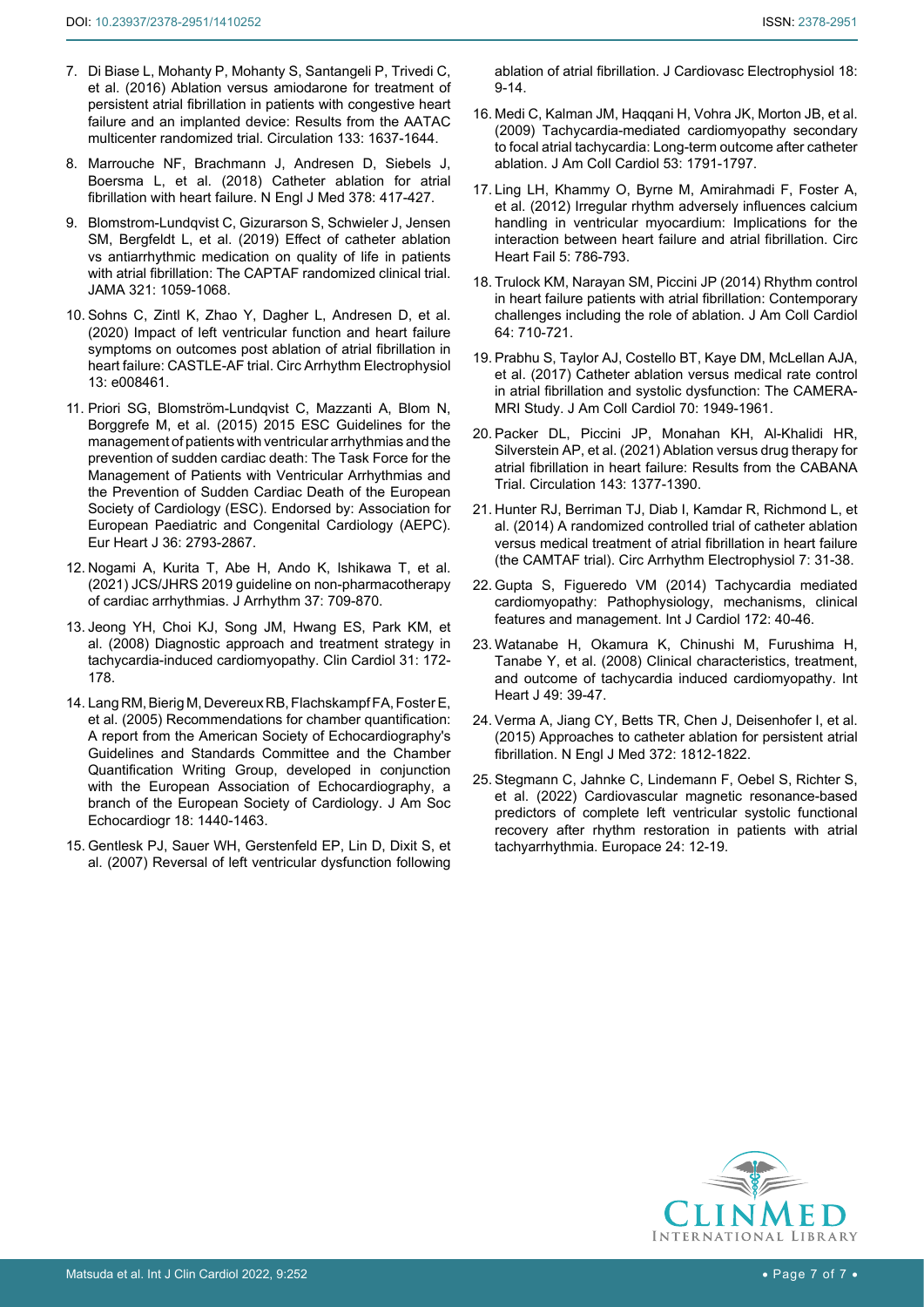7. Di Biase L, Mohanty P, Mohanty S, Santangeli P, Trivedi C, et al. (2016) Ablation versus amiodarone for treatment of persistent atrial fibrillation in patients with congestive heart failure and an implanted device: Results from the AATAC multicenter randomized trial. Circulation 133: 1637-1644.

8. Marrouche NF, Brachmann J, Andresen D, Siebels J, Boersma L, et al. (2018) Catheter ablation for atrial fibrillation with heart failure. N Engl J Med 378: 417-427.

9. Blomstrom-Lundqvist C, Gizurarson S, Schwieler J, Jensen SM, Bergfeldt L, et al. (2019) Effect of catheter ablation vs antiarrhythmic medication on quality of life in patients with atrial fibrillation: The CAPTAF randomized clinical trial. JAMA 321: 1059-1068.

10. Sohns C, Zintl K, Zhao Y, Dagher L, Andresen D, et al. (2020) Impact of left ventricular function and heart failure symptoms on outcomes post ablation of atrial fibrillation in heart failure: CASTLE-AF trial. Circ Arrhythm Electrophysiol 13: e008461.

11. Priori SG, Blomström-Lundqvist C, Mazzanti A, Blom N, Borggrefe M, et al. (2015) 2015 ESC Guidelines for the management of patients with ventricular arrhythmias and the prevention of sudden cardiac death: The Task Force for the Management of Patients with Ventricular Arrhythmias and the Prevention of Sudden Cardiac Death of the European Society of Cardiology (ESC). Endorsed by: Association for European Paediatric and Congenital Cardiology (AEPC). Eur Heart J 36: 2793-2867.

12. Nogami A, Kurita T, Abe H, Ando K, Ishikawa T, et al. (2021) JCS/JHRS 2019 guideline on non-pharmacotherapy of cardiac arrhythmias. J Arrhythm 37: 709-870.

13. Jeong YH, Choi KJ, Song JM, Hwang ES, Park KM, et al. (2008) Diagnostic approach and treatment strategy in tachycardia-induced cardiomyopathy. Clin Cardiol 31: 172-178.

14. Lang RM, Bierig M, Devereux RB, Flachskampf FA, Foster E, et al. (2005) Recommendations for chamber quantification: A report from the American Society of Echocardiography's Guidelines and Standards Committee and the Chamber Quantification Writing Group, developed in conjunction with the European Association of Echocardiography, a branch of the European Society of Cardiology. J Am Soc Echocardiogr 18: 1440-1463.

15. Gentlesk PJ, Sauer WH, Gerstenfeld EP, Lin D, Dixit S, et al. (2007) Reversal of left ventricular dysfunction following ablation of atrial fibrillation. J Cardiovasc Electrophysiol 18: 9-14.

16. Medi C, Kalman JM, Haqqani H, Vohra JK, Morton JB, et al. (2009) Tachycardia-mediated cardiomyopathy secondary to focal atrial tachycardia: Long-term outcome after catheter ablation. J Am Coll Cardiol 53: 1791-1797.

17. Ling LH, Khammy O, Byrne M, Amirahmadi F, Foster A, et al. (2012) Irregular rhythm adversely influences calcium handling in ventricular myocardium: Implications for the interaction between heart failure and atrial fibrillation. Circ Heart Fail 5: 786-793.

18. Trulock KM, Narayan SM, Piccini JP (2014) Rhythm control in heart failure patients with atrial fibrillation: Contemporary challenges including the role of ablation. J Am Coll Cardiol 64: 710-721.

19. Prabhu S, Taylor AJ, Costello BT, Kaye DM, McLellan AJA, et al. (2017) Catheter ablation versus medical rate control in atrial fibrillation and systolic dysfunction: The CAMERA-MRI Study. J Am Coll Cardiol 70: 1949-1961.

20. Packer DL, Piccini JP, Monahan KH, Al-Khalidi HR, Silverstein AP, et al. (2021) Ablation versus drug therapy for atrial fibrillation in heart failure: Results from the CABANA Trial. Circulation 143: 1377-1390.

21. Hunter RJ, Berriman TJ, Diab I, Kamdar R, Richmond L, et al. (2014) A randomized controlled trial of catheter ablation versus medical treatment of atrial fibrillation in heart failure (the CAMTAF trial). Circ Arrhythm Electrophysiol 7: 31-38.

22. Gupta S, Figueredo VM (2014) Tachycardia mediated cardiomyopathy: Pathophysiology, mechanisms, clinical features and management. Int J Cardiol 172: 40-46.

23. Watanabe H, Okamura K, Chinushi M, Furushima H, Tanabe Y, et al. (2008) Clinical characteristics, treatment, and outcome of tachycardia induced cardiomyopathy. Int Heart J 49: 39-47.

24. Verma A, Jiang CY, Betts TR, Chen J, Deisenhofer I, et al. (2015) Approaches to catheter ablation for persistent atrial fibrillation. N Engl J Med 372: 1812-1822.

25. Stegmann C, Jahnke C, Lindemann F, Oebel S, Richter S, et al. (2022) Cardiovascular magnetic resonance-based predictors of complete left ventricular systolic functional recovery after rhythm restoration in patients with atrial tachyarrhythmia. Europace 24: 12-19.